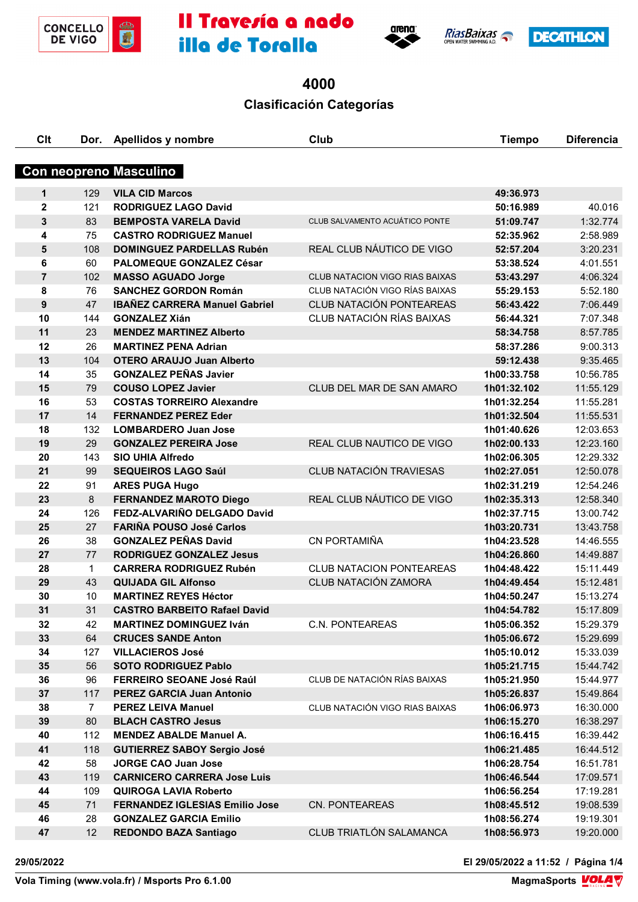# II Travesía a nado illa de Toralla

## 4000

## Clasificación Categorías

### Con neopreno Masculino

| Clt | Dor. | Apellidos y nombre | Club | Tiempo | Diferencia |
|---|---|---|---|---|---|
| 1 | 129 | **VILA CID Marcos** | | **49:36.973** | |
| 2 | 121 | **RODRIGUEZ LAGO David** | | **50:16.989** | 40.016 |
| 3 | 83 | **BEMPOSTA VARELA David** | CLUB SALVAMENTO ACUÁTICO PONTE | **51:09.747** | 1:32.774 |
| 4 | 75 | **CASTRO RODRIGUEZ Manuel** | | **52:35.962** | 2:58.989 |
| 5 | 108 | **DOMINGUEZ PARDELLAS Rubén** | REAL CLUB NÁUTICO DE VIGO | **52:57.204** | 3:20.231 |
| 6 | 60 | **PALOMEQUE GONZALEZ César** | | **53:38.524** | 4:01.551 |
| 7 | 102 | **MASSO AGUADO Jorge** | CLUB NATACION VIGO RIAS BAIXAS | **53:43.297** | 4:06.324 |
| 8 | 76 | **SANCHEZ GORDON Román** | CLUB NATACIÓN VIGO RÍAS BAIXAS | **55:29.153** | 5:52.180 |
| 9 | 47 | **IBAÑEZ CARRERA Manuel Gabriel** | CLUB NATACIÓN PONTEAREAS | **56:43.422** | 7:06.449 |
| 10 | 144 | **GONZALEZ Xián** | CLUB NATACIÓN RÍAS BAIXAS | **56:44.321** | 7:07.348 |
| 11 | 23 | **MENDEZ MARTINEZ Alberto** | | **58:34.758** | 8:57.785 |
| 12 | 26 | **MARTINEZ PENA Adrian** | | **58:37.286** | 9:00.313 |
| 13 | 104 | **OTERO ARAUJO Juan Alberto** | | **59:12.438** | 9:35.465 |
| 14 | 35 | **GONZALEZ PEÑAS Javier** | | **1h00:33.758** | 10:56.785 |
| 15 | 79 | **COUSO LOPEZ Javier** | CLUB DEL MAR DE SAN AMARO | **1h01:32.102** | 11:55.129 |
| 16 | 53 | **COSTAS TORREIRO Alexandre** | | **1h01:32.254** | 11:55.281 |
| 17 | 14 | **FERNANDEZ PEREZ Eder** | | **1h01:32.504** | 11:55.531 |
| 18 | 132 | **LOMBARDERO Juan Jose** | | **1h01:40.626** | 12:03.653 |
| 19 | 29 | **GONZALEZ PEREIRA Jose** | REAL CLUB NAUTICO DE VIGO | **1h02:00.133** | 12:23.160 |
| 20 | 143 | **SIO UHIA Alfredo** | | **1h02:06.305** | 12:29.332 |
| 21 | 99 | **SEQUEIROS LAGO Saúl** | CLUB NATACIÓN TRAVIESAS | **1h02:27.051** | 12:50.078 |
| 22 | 91 | **ARES PUGA Hugo** | | **1h02:31.219** | 12:54.246 |
| 23 | 8 | **FERNANDEZ MAROTO Diego** | REAL CLUB NÁUTICO DE VIGO | **1h02:35.313** | 12:58.340 |
| 24 | 126 | **FEDZ-ALVARIÑO DELGADO David** | | **1h02:37.715** | 13:00.742 |
| 25 | 27 | **FARIÑA POUSO José Carlos** | | **1h03:20.731** | 13:43.758 |
| 26 | 38 | **GONZALEZ PEÑAS David** | CN PORTAMIÑA | **1h04:23.528** | 14:46.555 |
| 27 | 77 | **RODRIGUEZ GONZALEZ Jesus** | | **1h04:26.860** | 14:49.887 |
| 28 | 1 | **CARRERA RODRIGUEZ Rubén** | CLUB NATACION PONTEAREAS | **1h04:48.422** | 15:11.449 |
| 29 | 43 | **QUIJADA GIL Alfonso** | CLUB NATACIÓN ZAMORA | **1h04:49.454** | 15:12.481 |
| 30 | 10 | **MARTINEZ REYES Héctor** | | **1h04:50.247** | 15:13.274 |
| 31 | 31 | **CASTRO BARBEITO Rafael David** | | **1h04:54.782** | 15:17.809 |
| 32 | 42 | **MARTINEZ DOMINGUEZ Iván** | C.N. PONTEAREAS | **1h05:06.352** | 15:29.379 |
| 33 | 64 | **CRUCES SANDE Anton** | | **1h05:06.672** | 15:29.699 |
| 34 | 127 | **VILLACIEROS José** | | **1h05:10.012** | 15:33.039 |
| 35 | 56 | **SOTO RODRIGUEZ Pablo** | | **1h05:21.715** | 15:44.742 |
| 36 | 96 | **FERREIRO SEOANE José Raúl** | CLUB DE NATACIÓN RÍAS BAIXAS | **1h05:21.950** | 15:44.977 |
| 37 | 117 | **PEREZ GARCIA Juan Antonio** | | **1h05:26.837** | 15:49.864 |
| 38 | 7 | **PEREZ LEIVA Manuel** | CLUB NATACIÓN VIGO RIAS BAIXAS | **1h06:06.973** | 16:30.000 |
| 39 | 80 | **BLACH CASTRO Jesus** | | **1h06:15.270** | 16:38.297 |
| 40 | 112 | **MENDEZ ABALDE Manuel A.** | | **1h06:16.415** | 16:39.442 |
| 41 | 118 | **GUTIERREZ SABOY Sergio José** | | **1h06:21.485** | 16:44.512 |
| 42 | 58 | **JORGE CAO Juan Jose** | | **1h06:28.754** | 16:51.781 |
| 43 | 119 | **CARNICERO CARRERA Jose Luis** | | **1h06:46.544** | 17:09.571 |
| 44 | 109 | **QUIROGA LAVIA Roberto** | | **1h06:56.254** | 17:19.281 |
| 45 | 71 | **FERNANDEZ IGLESIAS Emilio Jose** | CN. PONTEAREAS | **1h08:45.512** | 19:08.539 |
| 46 | 28 | **GONZALEZ GARCIA Emilio** | | **1h08:56.274** | 19:19.301 |
| 47 | 12 | **REDONDO BAZA Santiago** | CLUB TRIATLÓN SALAMANCA | **1h08:56.973** | 19:20.000 |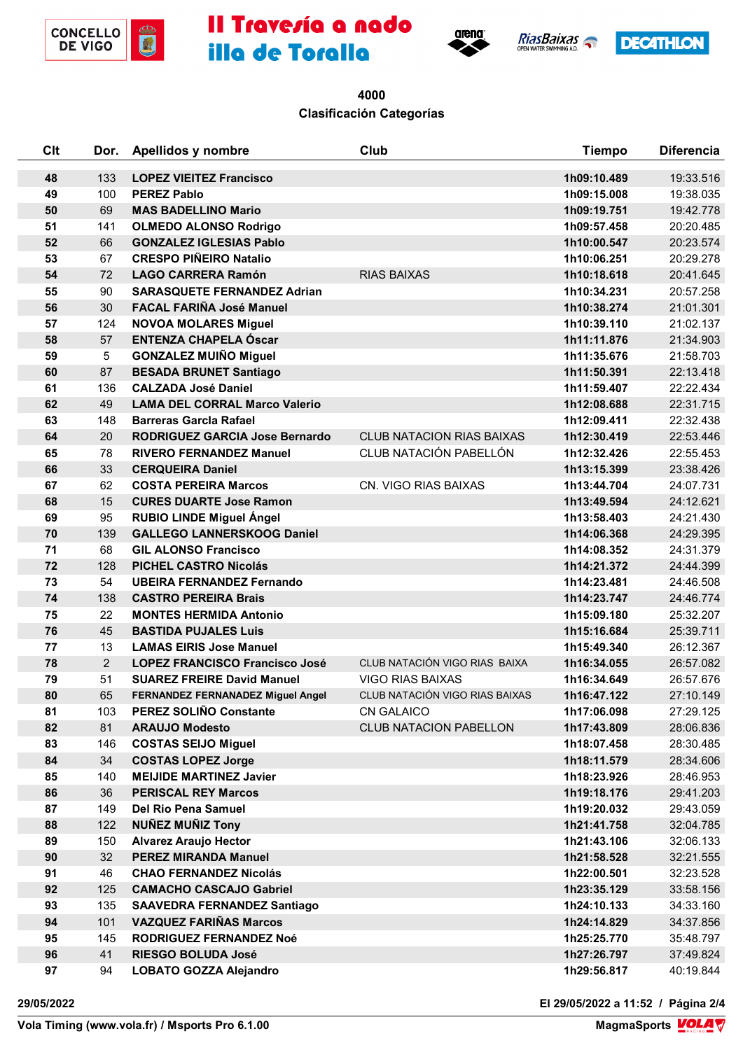# II Travesía a nado illa de Toralla

## 4000

### Clasificación Categorías

| Clt | Dor. | Apellidos y nombre | Club | Tiempo | Diferencia |
|---|---|---|---|---|---|
| 48 | 133 | **LOPEZ VIEITEZ Francisco** | | **1h09:10.489** | 19:33.516 |
| 49 | 100 | **PEREZ Pablo** | | **1h09:15.008** | 19:38.035 |
| 50 | 69 | **MAS BADELLINO Mario** | | **1h09:19.751** | 19:42.778 |
| 51 | 141 | **OLMEDO ALONSO Rodrigo** | | **1h09:57.458** | 20:20.485 |
| 52 | 66 | **GONZALEZ IGLESIAS Pablo** | | **1h10:00.547** | 20:23.574 |
| 53 | 67 | **CRESPO PIÑEIRO Natalio** | | **1h10:06.251** | 20:29.278 |
| 54 | 72 | **LAGO CARRERA Ramón** | RIAS BAIXAS | **1h10:18.618** | 20:41.645 |
| 55 | 90 | **SARASQUETE FERNANDEZ Adrian** | | **1h10:34.231** | 20:57.258 |
| 56 | 30 | **FACAL FARIÑA José Manuel** | | **1h10:38.274** | 21:01.301 |
| 57 | 124 | **NOVOA MOLARES Miguel** | | **1h10:39.110** | 21:02.137 |
| 58 | 57 | **ENTENZA CHAPELA Óscar** | | **1h11:11.876** | 21:34.903 |
| 59 | 5 | **GONZALEZ MUIÑO Miguel** | | **1h11:35.676** | 21:58.703 |
| 60 | 87 | **BESADA BRUNET Santiago** | | **1h11:50.391** | 22:13.418 |
| 61 | 136 | **CALZADA José Daniel** | | **1h11:59.407** | 22:22.434 |
| 62 | 49 | **LAMA DEL CORRAL Marco Valerio** | | **1h12:08.688** | 22:31.715 |
| 63 | 148 | **Barreras Garcla Rafael** | | **1h12:09.411** | 22:32.438 |
| 64 | 20 | **RODRIGUEZ GARCIA Jose Bernardo** | CLUB NATACION RIAS BAIXAS | **1h12:30.419** | 22:53.446 |
| 65 | 78 | **RIVERO FERNANDEZ Manuel** | CLUB NATACIÓN PABELLÓN | **1h12:32.426** | 22:55.453 |
| 66 | 33 | **CERQUEIRA Daniel** | | **1h13:15.399** | 23:38.426 |
| 67 | 62 | **COSTA PEREIRA Marcos** | CN. VIGO RIAS BAIXAS | **1h13:44.704** | 24:07.731 |
| 68 | 15 | **CURES DUARTE Jose Ramon** | | **1h13:49.594** | 24:12.621 |
| 69 | 95 | **RUBIO LINDE Miguel Ángel** | | **1h13:58.403** | 24:21.430 |
| 70 | 139 | **GALLEGO LANNERSKOOG Daniel** | | **1h14:06.368** | 24:29.395 |
| 71 | 68 | **GIL ALONSO Francisco** | | **1h14:08.352** | 24:31.379 |
| 72 | 128 | **PICHEL CASTRO Nicolás** | | **1h14:21.372** | 24:44.399 |
| 73 | 54 | **UBEIRA FERNANDEZ Fernando** | | **1h14:23.481** | 24:46.508 |
| 74 | 138 | **CASTRO PEREIRA Brais** | | **1h14:23.747** | 24:46.774 |
| 75 | 22 | **MONTES HERMIDA Antonio** | | **1h15:09.180** | 25:32.207 |
| 76 | 45 | **BASTIDA PUJALES Luis** | | **1h15:16.684** | 25:39.711 |
| 77 | 13 | **LAMAS EIRIS Jose Manuel** | | **1h15:49.340** | 26:12.367 |
| 78 | 2 | **LOPEZ FRANCISCO Francisco José** | CLUB NATACIÓN VIGO RIAS BAIXA | **1h16:34.055** | 26:57.082 |
| 79 | 51 | **SUAREZ FREIRE David Manuel** | VIGO RIAS BAIXAS | **1h16:34.649** | 26:57.676 |
| 80 | 65 | **FERNANDEZ FERNANADEZ Miguel Angel** | CLUB NATACIÓN VIGO RIAS BAIXAS | **1h16:47.122** | 27:10.149 |
| 81 | 103 | **PEREZ SOLIÑO Constante** | CN GALAICO | **1h17:06.098** | 27:29.125 |
| 82 | 81 | **ARAUJO Modesto** | CLUB NATACION PABELLON | **1h17:43.809** | 28:06.836 |
| 83 | 146 | **COSTAS SEIJO Miguel** | | **1h18:07.458** | 28:30.485 |
| 84 | 34 | **COSTAS LOPEZ Jorge** | | **1h18:11.579** | 28:34.606 |
| 85 | 140 | **MEIJIDE MARTINEZ Javier** | | **1h18:23.926** | 28:46.953 |
| 86 | 36 | **PERISCAL REY Marcos** | | **1h19:18.176** | 29:41.203 |
| 87 | 149 | **Del Rio Pena Samuel** | | **1h19:20.032** | 29:43.059 |
| 88 | 122 | **NUÑEZ MUÑIZ Tony** | | **1h21:41.758** | 32:04.785 |
| 89 | 150 | **Alvarez Araujo Hector** | | **1h21:43.106** | 32:06.133 |
| 90 | 32 | **PEREZ MIRANDA Manuel** | | **1h21:58.528** | 32:21.555 |
| 91 | 46 | **CHAO FERNANDEZ Nicolás** | | **1h22:00.501** | 32:23.528 |
| 92 | 125 | **CAMACHO CASCAJO Gabriel** | | **1h23:35.129** | 33:58.156 |
| 93 | 135 | **SAAVEDRA FERNANDEZ Santiago** | | **1h24:10.133** | 34:33.160 |
| 94 | 101 | **VAZQUEZ FARIÑAS Marcos** | | **1h24:14.829** | 34:37.856 |
| 95 | 145 | **RODRIGUEZ FERNANDEZ Noé** | | **1h25:25.770** | 35:48.797 |
| 96 | 41 | **RIESGO BOLUDA José** | | **1h27:26.797** | 37:49.824 |
| 97 | 94 | **LOBATO GOZZA Alejandro** | | **1h29:56.817** | 40:19.844 |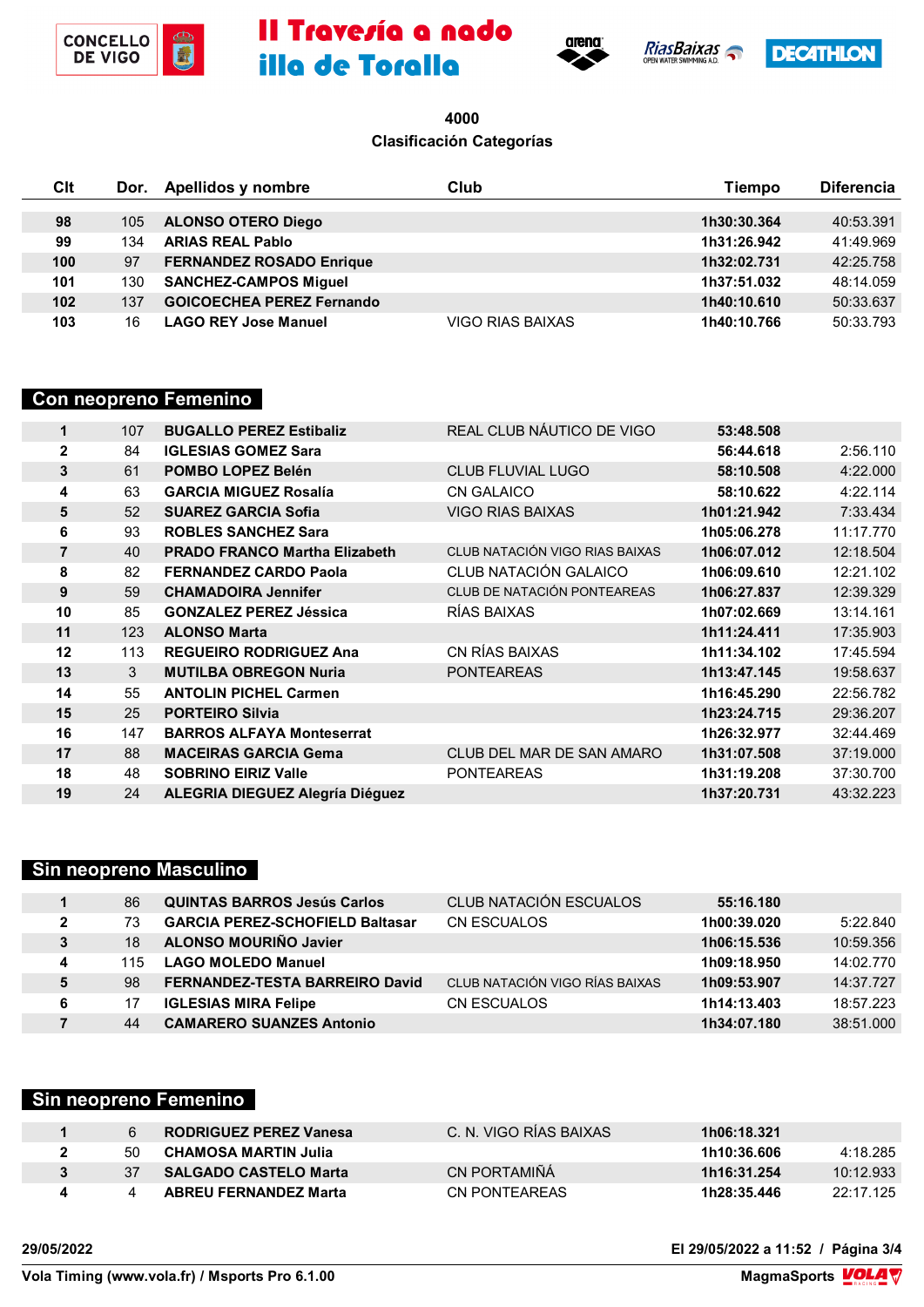# II Travesía a nado illa de Toralla

**4000**
**Clasificación Categorías**

| Clt | Dor. | Apellidos y nombre | Club | Tiempo | Diferencia |
|---|---|---|---|---|---|
| 98 | 105 | **ALONSO OTERO Diego** | | 1h30:30.364 | 40:53.391 |
| 99 | 134 | **ARIAS REAL Pablo** | | 1h31:26.942 | 41:49.969 |
| 100 | 97 | **FERNANDEZ ROSADO Enrique** | | 1h32:02.731 | 42:25.758 |
| 101 | 130 | **SANCHEZ-CAMPOS Miguel** | | 1h37:51.032 | 48:14.059 |
| 102 | 137 | **GOICOECHEA PEREZ Fernando** | | 1h40:10.610 | 50:33.637 |
| 103 | 16 | **LAGO REY Jose Manuel** | VIGO RIAS BAIXAS | 1h40:10.766 | 50:33.793 |

## Con neopreno Femenino

| Clt | Dor. | Apellidos y nombre | Club | Tiempo | Diferencia |
|---|---|---|---|---|---|
| 1 | 107 | **BUGALLO PEREZ Estibaliz** | REAL CLUB NÁUTICO DE VIGO | 53:48.508 | |
| 2 | 84 | **IGLESIAS GOMEZ Sara** | | 56:44.618 | 2:56.110 |
| 3 | 61 | **POMBO LOPEZ Belén** | CLUB FLUVIAL LUGO | 58:10.508 | 4:22.000 |
| 4 | 63 | **GARCIA MIGUEZ Rosalía** | CN GALAICO | 58:10.622 | 4:22.114 |
| 5 | 52 | **SUAREZ GARCIA Sofia** | VIGO RIAS BAIXAS | 1h01:21.942 | 7:33.434 |
| 6 | 93 | **ROBLES SANCHEZ Sara** | | 1h05:06.278 | 11:17.770 |
| 7 | 40 | **PRADO FRANCO Martha Elizabeth** | CLUB NATACIÓN VIGO RIAS BAIXAS | 1h06:07.012 | 12:18.504 |
| 8 | 82 | **FERNANDEZ CARDO Paola** | CLUB NATACIÓN GALAICO | 1h06:09.610 | 12:21.102 |
| 9 | 59 | **CHAMADOIRA Jennifer** | CLUB DE NATACIÓN PONTEAREAS | 1h06:27.837 | 12:39.329 |
| 10 | 85 | **GONZALEZ PEREZ Jéssica** | RÍAS BAIXAS | 1h07:02.669 | 13:14.161 |
| 11 | 123 | **ALONSO Marta** | | 1h11:24.411 | 17:35.903 |
| 12 | 113 | **REGUEIRO RODRIGUEZ Ana** | CN RÍAS BAIXAS | 1h11:34.102 | 17:45.594 |
| 13 | 3 | **MUTILBA OBREGON Nuria** | PONTEAREAS | 1h13:47.145 | 19:58.637 |
| 14 | 55 | **ANTOLIN PICHEL Carmen** | | 1h16:45.290 | 22:56.782 |
| 15 | 25 | **PORTEIRO Silvia** | | 1h23:24.715 | 29:36.207 |
| 16 | 147 | **BARROS ALFAYA Monteserrat** | | 1h26:32.977 | 32:44.469 |
| 17 | 88 | **MACEIRAS GARCIA Gema** | CLUB DEL MAR DE SAN AMARO | 1h31:07.508 | 37:19.000 |
| 18 | 48 | **SOBRINO EIRIZ Valle** | PONTEAREAS | 1h31:19.208 | 37:30.700 |
| 19 | 24 | **ALEGRIA DIEGUEZ Alegría Diéguez** | | 1h37:20.731 | 43:32.223 |

## Sin neopreno Masculino

| Clt | Dor. | Apellidos y nombre | Club | Tiempo | Diferencia |
|---|---|---|---|---|---|
| 1 | 86 | **QUINTAS BARROS Jesús Carlos** | CLUB NATACIÓN ESCUALOS | 55:16.180 | |
| 2 | 73 | **GARCIA PEREZ-SCHOFIELD Baltasar** | CN ESCUALOS | 1h00:39.020 | 5:22.840 |
| 3 | 18 | **ALONSO MOURIÑO Javier** | | 1h06:15.536 | 10:59.356 |
| 4 | 115 | **LAGO MOLEDO Manuel** | | 1h09:18.950 | 14:02.770 |
| 5 | 98 | **FERNANDEZ-TESTA BARREIRO David** | CLUB NATACIÓN VIGO RÍAS BAIXAS | 1h09:53.907 | 14:37.727 |
| 6 | 17 | **IGLESIAS MIRA Felipe** | CN ESCUALOS | 1h14:13.403 | 18:57.223 |
| 7 | 44 | **CAMARERO SUANZES Antonio** | | 1h34:07.180 | 38:51.000 |

## Sin neopreno Femenino

| Clt | Dor. | Apellidos y nombre | Club | Tiempo | Diferencia |
|---|---|---|---|---|---|
| 1 | 6 | **RODRIGUEZ PEREZ Vanesa** | C. N. VIGO RÍAS BAIXAS | 1h06:18.321 | |
| 2 | 50 | **CHAMOSA MARTIN Julia** | | 1h10:36.606 | 4:18.285 |
| 3 | 37 | **SALGADO CASTELO Marta** | CN PORTAMIÑÁ | 1h16:31.254 | 10:12.933 |
| 4 | 4 | **ABREU FERNANDEZ Marta** | CN PONTEAREAS | 1h28:35.446 | 22:17.125 |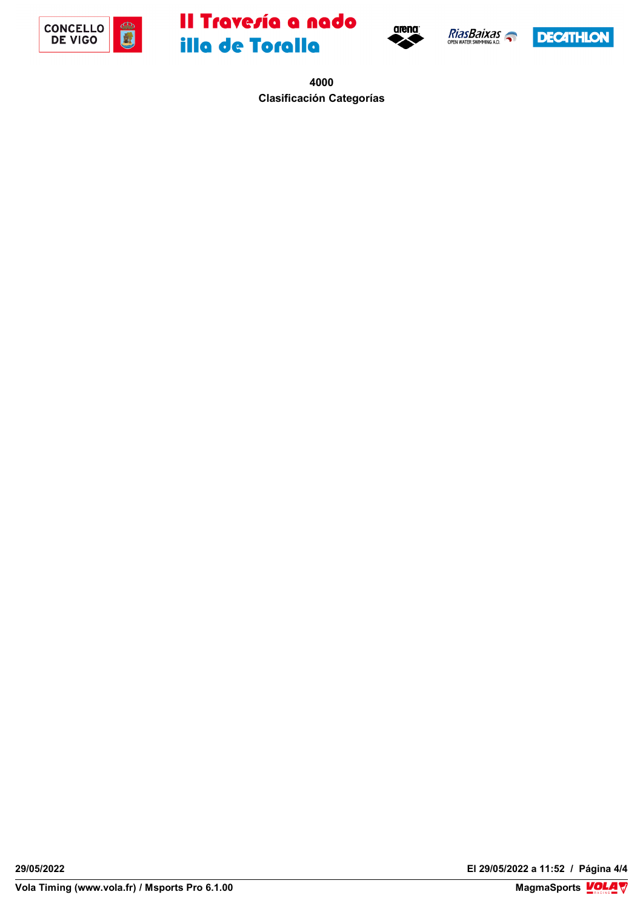**4000**

**Clasificación Categorías**